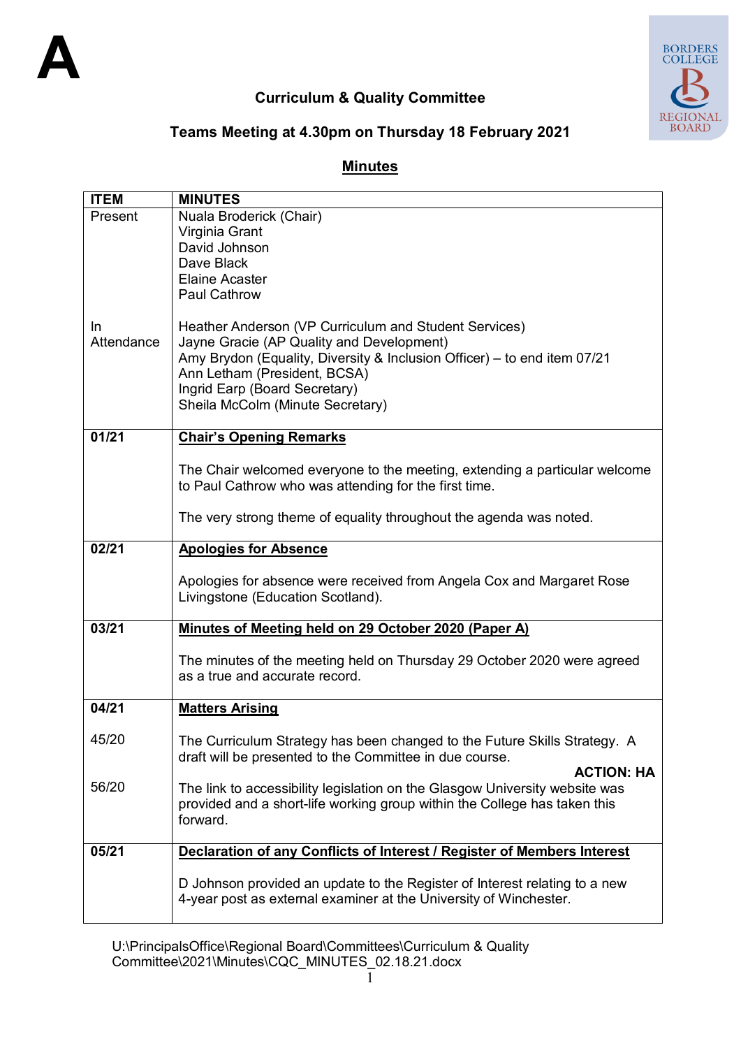A

**Curriculum & Quality Committee**

**Teams Meeting at 4.30pm on Thursday 18 February 2021**

## Minutes

| ITEM | MINUTES |
|---|---|
| Present | Nuala Broderick (Chair)<br>Virginia Grant<br>David Johnson<br>Dave Black<br>Elaine Acaster<br>Paul Cathrow |
| In Attendance | Heather Anderson (VP Curriculum and Student Services)<br>Jayne Gracie (AP Quality and Development)<br>Amy Brydon (Equality, Diversity & Inclusion Officer) – to end item 07/21<br>Ann Letham (President, BCSA)<br>Ingrid Earp (Board Secretary)<br>Sheila McColm (Minute Secretary) |
| **01/21** | **Chair's Opening Remarks**<br><br>The Chair welcomed everyone to the meeting, extending a particular welcome to Paul Cathrow who was attending for the first time.<br><br>The very strong theme of equality throughout the agenda was noted. |
| **02/21** | **Apologies for Absence**<br><br>Apologies for absence were received from Angela Cox and Margaret Rose Livingstone (Education Scotland). |
| **03/21** | **Minutes of Meeting held on 29 October 2020 (Paper A)**<br><br>The minutes of the meeting held on Thursday 29 October 2020 were agreed as a true and accurate record. |
| **04/21**<br><br>45/20<br><br>56/20 | **Matters Arising**<br><br>The Curriculum Strategy has been changed to the Future Skills Strategy. A draft will be presented to the Committee in due course.<br>**ACTION: HA**<br>The link to accessibility legislation on the Glasgow University website was provided and a short-life working group within the College has taken this forward. |
| **05/21** | **Declaration of any Conflicts of Interest / Register of Members Interest**<br><br>D Johnson provided an update to the Register of Interest relating to a new 4-year post as external examiner at the University of Winchester. |

U:\PrincipalsOffice\Regional Board\Committees\Curriculum & Quality Committee\2021\Minutes\CQC_MINUTES_02.18.21.docx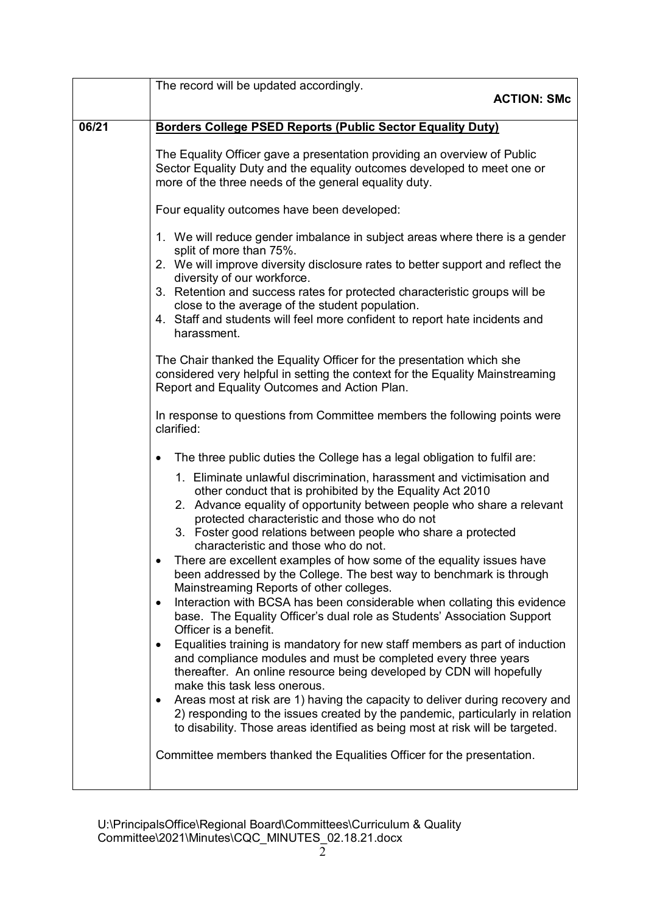| | |
|---|---|
| | The record will be updated accordingly.<br>**ACTION: SMc** |
| 06/21 | **Borders College PSED Reports (Public Sector Equality Duty)**<br><br>The Equality Officer gave a presentation providing an overview of Public Sector Equality Duty and the equality outcomes developed to meet one or more of the three needs of the general equality duty.<br><br>Four equality outcomes have been developed:<br><br>1. We will reduce gender imbalance in subject areas where there is a gender split of more than 75%.<br>2. We will improve diversity disclosure rates to better support and reflect the diversity of our workforce.<br>3. Retention and success rates for protected characteristic groups will be close to the average of the student population.<br>4. Staff and students will feel more confident to report hate incidents and harassment.<br><br>The Chair thanked the Equality Officer for the presentation which she considered very helpful in setting the context for the Equality Mainstreaming Report and Equality Outcomes and Action Plan.<br><br>In response to questions from Committee members the following points were clarified:<br><br>• The three public duties the College has a legal obligation to fulfil are:<br>1. Eliminate unlawful discrimination, harassment and victimisation and other conduct that is prohibited by the Equality Act 2010<br>2. Advance equality of opportunity between people who share a relevant protected characteristic and those who do not<br>3. Foster good relations between people who share a protected characteristic and those who do not.<br>• There are excellent examples of how some of the equality issues have been addressed by the College. The best way to benchmark is through Mainstreaming Reports of other colleges.<br>• Interaction with BCSA has been considerable when collating this evidence base. The Equality Officer's dual role as Students' Association Support Officer is a benefit.<br>• Equalities training is mandatory for new staff members as part of induction and compliance modules and must be completed every three years thereafter. An online resource being developed by CDN will hopefully make this task less onerous.<br>• Areas most at risk are 1) having the capacity to deliver during recovery and 2) responding to the issues created by the pandemic, particularly in relation to disability. Those areas identified as being most at risk will be targeted.<br><br>Committee members thanked the Equalities Officer for the presentation. |

U:\PrincipalsOffice\Regional Board\Committees\Curriculum & Quality Committee\2021\Minutes\CQC_MINUTES_02.18.21.docx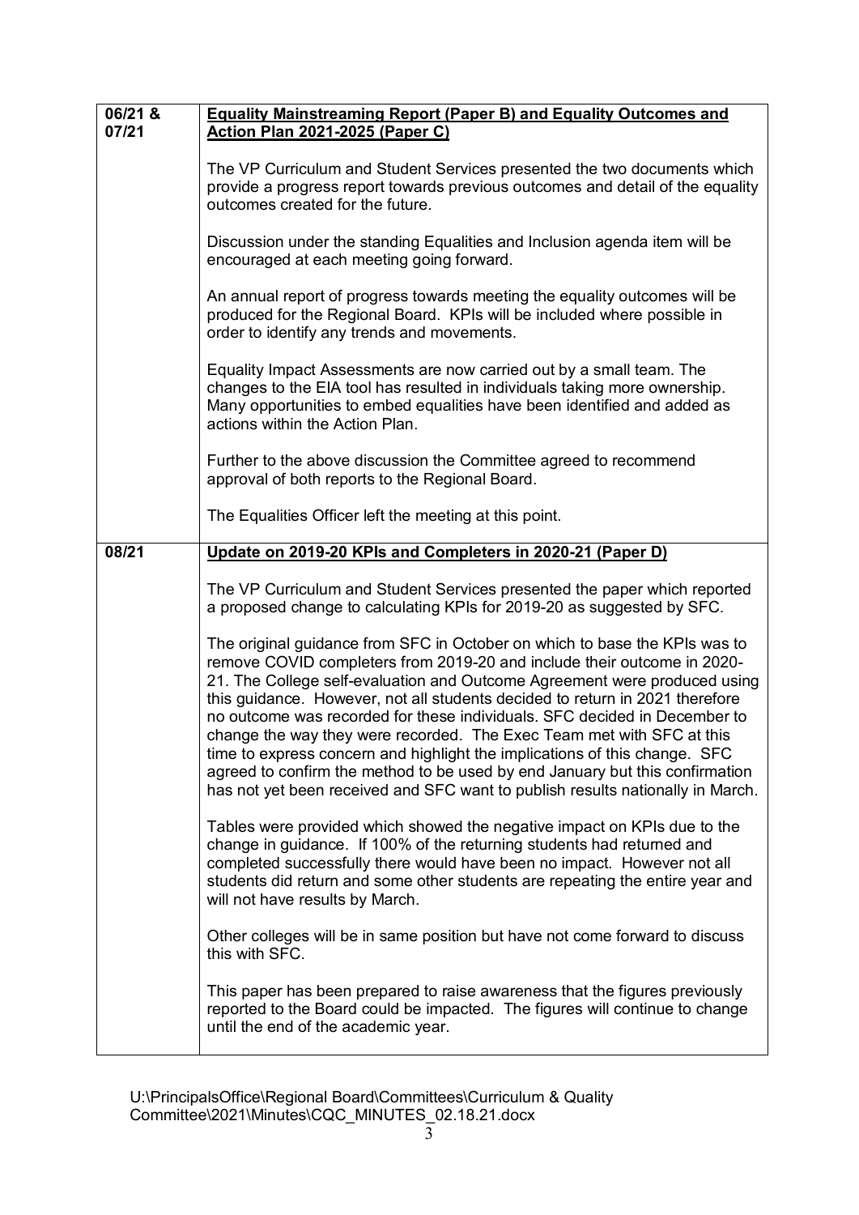| | |
|---|---|
| 06/21 & 07/21 | **Equality Mainstreaming Report (Paper B) and Equality Outcomes and Action Plan 2021-2025 (Paper C)**<br><br>The VP Curriculum and Student Services presented the two documents which provide a progress report towards previous outcomes and detail of the equality outcomes created for the future.<br><br>Discussion under the standing Equalities and Inclusion agenda item will be encouraged at each meeting going forward.<br><br>An annual report of progress towards meeting the equality outcomes will be produced for the Regional Board. KPIs will be included where possible in order to identify any trends and movements.<br><br>Equality Impact Assessments are now carried out by a small team. The changes to the EIA tool has resulted in individuals taking more ownership. Many opportunities to embed equalities have been identified and added as actions within the Action Plan.<br><br>Further to the above discussion the Committee agreed to recommend approval of both reports to the Regional Board.<br><br>The Equalities Officer left the meeting at this point. |
| 08/21 | **Update on 2019-20 KPIs and Completers in 2020-21 (Paper D)**<br><br>The VP Curriculum and Student Services presented the paper which reported a proposed change to calculating KPIs for 2019-20 as suggested by SFC.<br><br>The original guidance from SFC in October on which to base the KPIs was to remove COVID completers from 2019-20 and include their outcome in 2020-21. The College self-evaluation and Outcome Agreement were produced using this guidance. However, not all students decided to return in 2021 therefore no outcome was recorded for these individuals. SFC decided in December to change the way they were recorded. The Exec Team met with SFC at this time to express concern and highlight the implications of this change. SFC agreed to confirm the method to be used by end January but this confirmation has not yet been received and SFC want to publish results nationally in March.<br><br>Tables were provided which showed the negative impact on KPIs due to the change in guidance. If 100% of the returning students had returned and completed successfully there would have been no impact. However not all students did return and some other students are repeating the entire year and will not have results by March.<br><br>Other colleges will be in same position but have not come forward to discuss this with SFC.<br><br>This paper has been prepared to raise awareness that the figures previously reported to the Board could be impacted. The figures will continue to change until the end of the academic year. |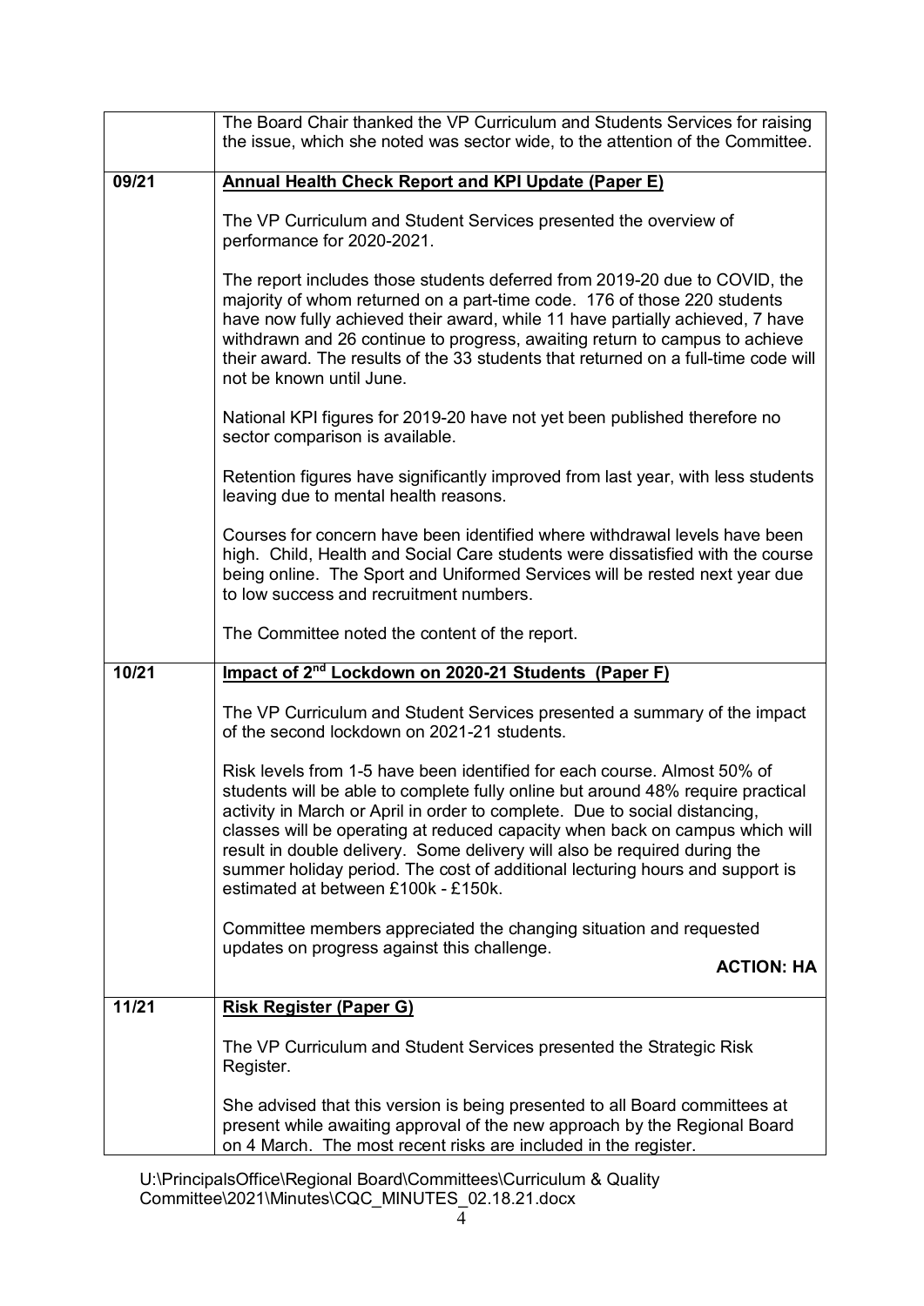| | |
|---|---|
| | The Board Chair thanked the VP Curriculum and Students Services for raising the issue, which she noted was sector wide, to the attention of the Committee. |
| 09/21 | **Annual Health Check Report and KPI Update (Paper E)**<br><br>The VP Curriculum and Student Services presented the overview of performance for 2020-2021.<br><br>The report includes those students deferred from 2019-20 due to COVID, the majority of whom returned on a part-time code. 176 of those 220 students have now fully achieved their award, while 11 have partially achieved, 7 have withdrawn and 26 continue to progress, awaiting return to campus to achieve their award. The results of the 33 students that returned on a full-time code will not be known until June.<br><br>National KPI figures for 2019-20 have not yet been published therefore no sector comparison is available.<br><br>Retention figures have significantly improved from last year, with less students leaving due to mental health reasons.<br><br>Courses for concern have been identified where withdrawal levels have been high. Child, Health and Social Care students were dissatisfied with the course being online. The Sport and Uniformed Services will be rested next year due to low success and recruitment numbers.<br><br>The Committee noted the content of the report. |
| 10/21 | **Impact of 2nd Lockdown on 2020-21 Students (Paper F)**<br><br>The VP Curriculum and Student Services presented a summary of the impact of the second lockdown on 2021-21 students.<br><br>Risk levels from 1-5 have been identified for each course. Almost 50% of students will be able to complete fully online but around 48% require practical activity in March or April in order to complete. Due to social distancing, classes will be operating at reduced capacity when back on campus which will result in double delivery. Some delivery will also be required during the summer holiday period. The cost of additional lecturing hours and support is estimated at between £100k - £150k.<br><br>Committee members appreciated the changing situation and requested updates on progress against this challenge.<br><br>**ACTION: HA** |
| 11/21 | **Risk Register (Paper G)**<br><br>The VP Curriculum and Student Services presented the Strategic Risk Register.<br><br>She advised that this version is being presented to all Board committees at present while awaiting approval of the new approach by the Regional Board on 4 March. The most recent risks are included in the register. |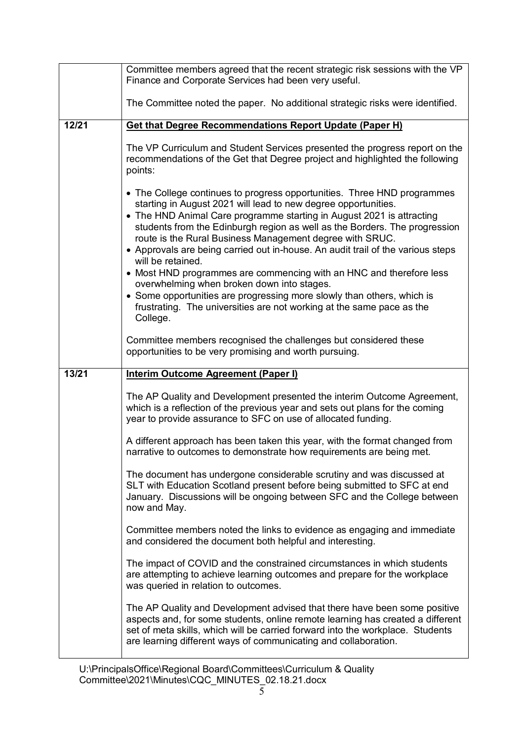| | |
|---|---|
| | Committee members agreed that the recent strategic risk sessions with the VP Finance and Corporate Services had been very useful.<br><br>The Committee noted the paper. No additional strategic risks were identified. |
| **12/21** | **Get that Degree Recommendations Report Update (Paper H)**<br><br>The VP Curriculum and Student Services presented the progress report on the recommendations of the Get that Degree project and highlighted the following points:<br><br>• The College continues to progress opportunities. Three HND programmes starting in August 2021 will lead to new degree opportunities.<br>• The HND Animal Care programme starting in August 2021 is attracting students from the Edinburgh region as well as the Borders. The progression route is the Rural Business Management degree with SRUC.<br>• Approvals are being carried out in-house. An audit trail of the various steps will be retained.<br>• Most HND programmes are commencing with an HNC and therefore less overwhelming when broken down into stages.<br>• Some opportunities are progressing more slowly than others, which is frustrating. The universities are not working at the same pace as the College.<br><br>Committee members recognised the challenges but considered these opportunities to be very promising and worth pursuing. |
| **13/21** | **Interim Outcome Agreement (Paper I)**<br><br>The AP Quality and Development presented the interim Outcome Agreement, which is a reflection of the previous year and sets out plans for the coming year to provide assurance to SFC on use of allocated funding.<br><br>A different approach has been taken this year, with the format changed from narrative to outcomes to demonstrate how requirements are being met.<br><br>The document has undergone considerable scrutiny and was discussed at SLT with Education Scotland present before being submitted to SFC at end January. Discussions will be ongoing between SFC and the College between now and May.<br><br>Committee members noted the links to evidence as engaging and immediate and considered the document both helpful and interesting.<br><br>The impact of COVID and the constrained circumstances in which students are attempting to achieve learning outcomes and prepare for the workplace was queried in relation to outcomes.<br><br>The AP Quality and Development advised that there have been some positive aspects and, for some students, online remote learning has created a different set of meta skills, which will be carried forward into the workplace. Students are learning different ways of communicating and collaboration. |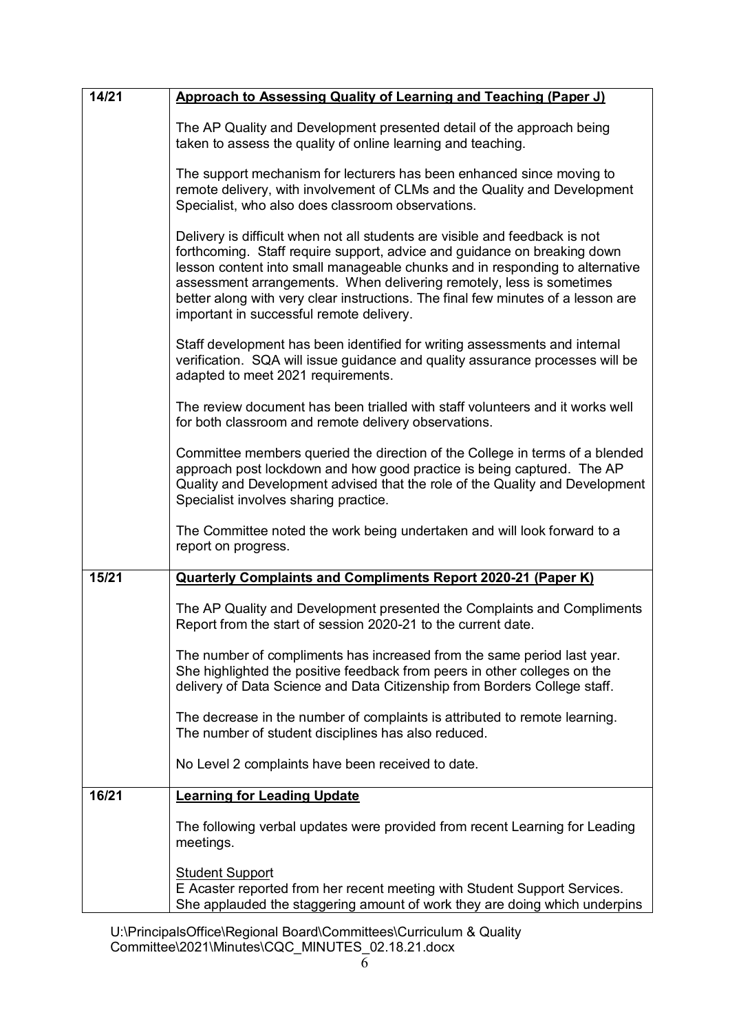| | |
|---|---|
| **14/21** | **<u>Approach to Assessing Quality of Learning and Teaching (Paper J)</u>**<br><br>The AP Quality and Development presented detail of the approach being taken to assess the quality of online learning and teaching.<br><br>The support mechanism for lecturers has been enhanced since moving to remote delivery, with involvement of CLMs and the Quality and Development Specialist, who also does classroom observations.<br><br>Delivery is difficult when not all students are visible and feedback is not forthcoming. Staff require support, advice and guidance on breaking down lesson content into small manageable chunks and in responding to alternative assessment arrangements. When delivering remotely, less is sometimes better along with very clear instructions. The final few minutes of a lesson are important in successful remote delivery.<br><br>Staff development has been identified for writing assessments and internal verification. SQA will issue guidance and quality assurance processes will be adapted to meet 2021 requirements.<br><br>The review document has been trialled with staff volunteers and it works well for both classroom and remote delivery observations.<br><br>Committee members queried the direction of the College in terms of a blended approach post lockdown and how good practice is being captured. The AP Quality and Development advised that the role of the Quality and Development Specialist involves sharing practice.<br><br>The Committee noted the work being undertaken and will look forward to a report on progress. |
| **15/21** | **<u>Quarterly Complaints and Compliments Report 2020-21 (Paper K)</u>**<br><br>The AP Quality and Development presented the Complaints and Compliments Report from the start of session 2020-21 to the current date.<br><br>The number of compliments has increased from the same period last year. She highlighted the positive feedback from peers in other colleges on the delivery of Data Science and Data Citizenship from Borders College staff.<br><br>The decrease in the number of complaints is attributed to remote learning. The number of student disciplines has also reduced.<br><br>No Level 2 complaints have been received to date. |
| **16/21** | **<u>Learning for Leading Update</u>**<br><br>The following verbal updates were provided from recent Learning for Leading meetings.<br><br><u>Student Support</u><br>E Acaster reported from her recent meeting with Student Support Services. She applauded the staggering amount of work they are doing which underpins |

U:\PrincipalsOffice\Regional Board\Committees\Curriculum & Quality Committee\2021\Minutes\CQC_MINUTES_02.18.21.docx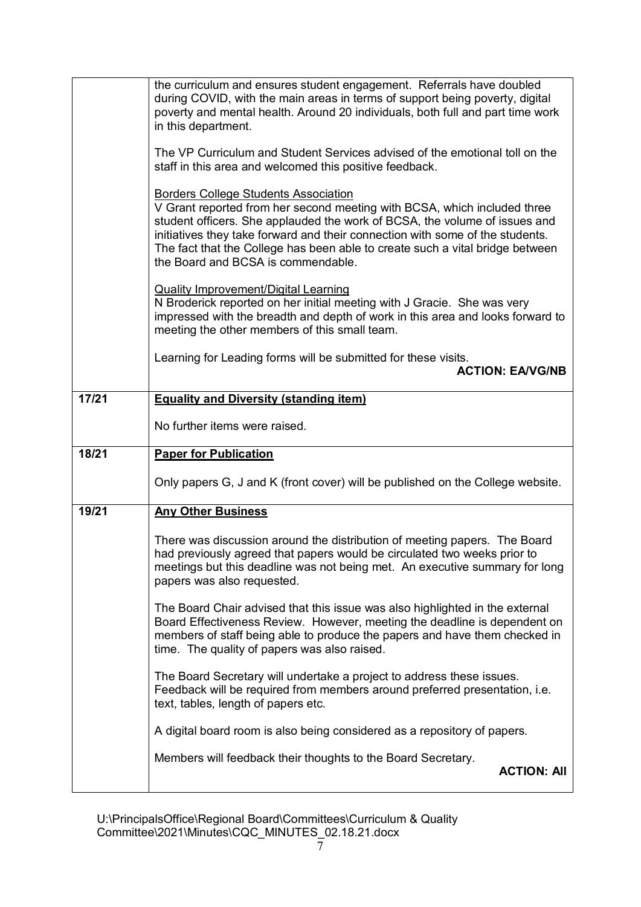| | |
|---|---|
| | the curriculum and ensures student engagement. Referrals have doubled during COVID, with the main areas in terms of support being poverty, digital poverty and mental health. Around 20 individuals, both full and part time work in this department.<br><br>The VP Curriculum and Student Services advised of the emotional toll on the staff in this area and welcomed this positive feedback.<br><br><u>Borders College Students Association</u><br>V Grant reported from her second meeting with BCSA, which included three student officers. She applauded the work of BCSA, the volume of issues and initiatives they take forward and their connection with some of the students. The fact that the College has been able to create such a vital bridge between the Board and BCSA is commendable.<br><br><u>Quality Improvement/Digital Learning</u><br>N Broderick reported on her initial meeting with J Gracie. She was very impressed with the breadth and depth of work in this area and looks forward to meeting the other members of this small team.<br><br>Learning for Leading forms will be submitted for these visits.<br>**ACTION: EA/VG/NB** |
| **17/21** | **<u>Equality and Diversity (standing item)</u>**<br><br>No further items were raised. |
| **18/21** | **<u>Paper for Publication</u>**<br><br>Only papers G, J and K (front cover) will be published on the College website. |
| **19/21** | **<u>Any Other Business</u>**<br><br>There was discussion around the distribution of meeting papers. The Board had previously agreed that papers would be circulated two weeks prior to meetings but this deadline was not being met. An executive summary for long papers was also requested.<br><br>The Board Chair advised that this issue was also highlighted in the external Board Effectiveness Review. However, meeting the deadline is dependent on members of staff being able to produce the papers and have them checked in time. The quality of papers was also raised.<br><br>The Board Secretary will undertake a project to address these issues. Feedback will be required from members around preferred presentation, i.e. text, tables, length of papers etc.<br><br>A digital board room is also being considered as a repository of papers.<br><br>Members will feedback their thoughts to the Board Secretary.<br>**ACTION: All** |

U:\PrincipalsOffice\Regional Board\Committees\Curriculum & Quality Committee\2021\Minutes\CQC_MINUTES_02.18.21.docx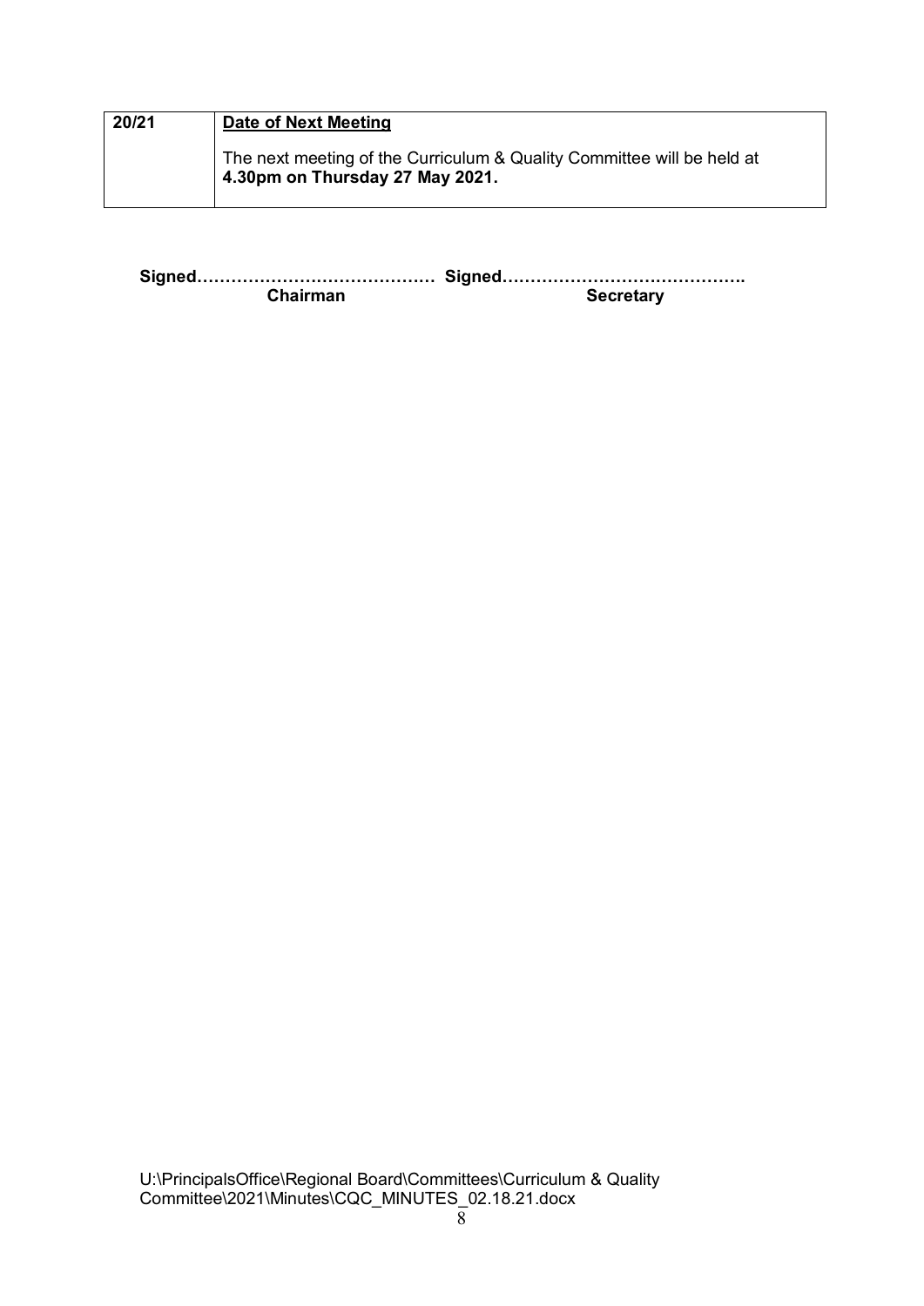| 20/21 | **Date of Next Meeting** |
|---|---|
| | The next meeting of the Curriculum & Quality Committee will be held at **4.30pm on Thursday 27 May 2021.** |

**Signed…………………………………… Signed…………………………………….**
**Chairman Secretary**

U:\PrincipalsOffice\Regional Board\Committees\Curriculum & Quality Committee\2021\Minutes\CQC_MINUTES_02.18.21.docx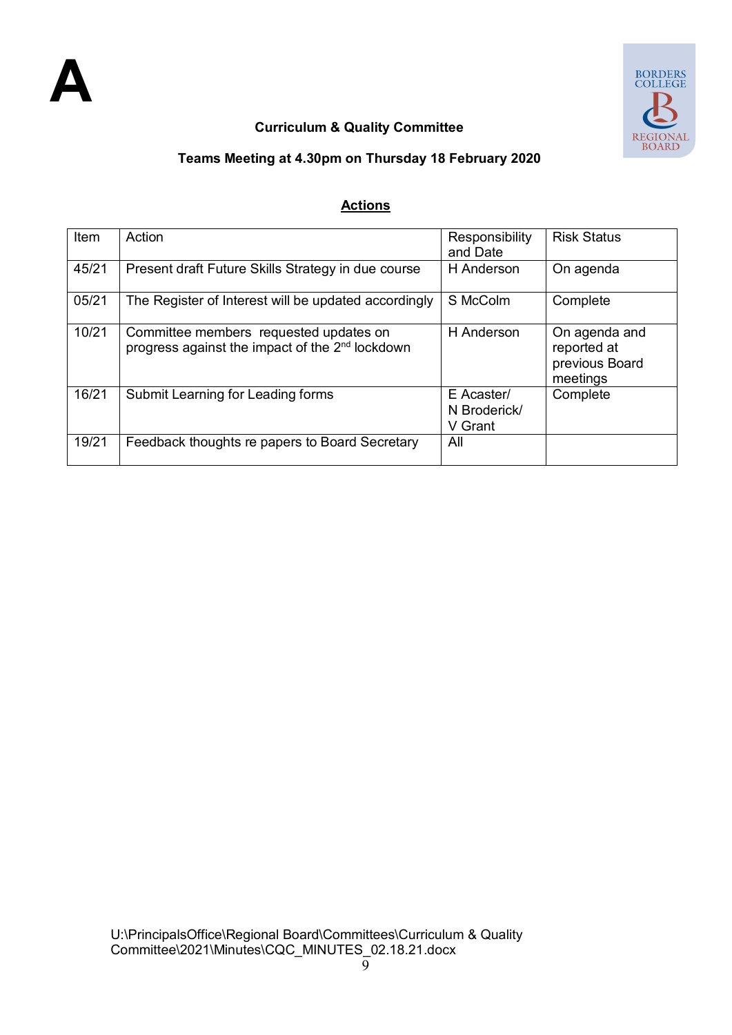# A

**Curriculum & Quality Committee**

**Teams Meeting at 4.30pm on Thursday 18 February 2020**

**Actions**

| Item | Action | Responsibility and Date | Risk Status |
|---|---|---|---|
| 45/21 | Present draft Future Skills Strategy in due course | H Anderson | On agenda |
| 05/21 | The Register of Interest will be updated accordingly | S McColm | Complete |
| 10/21 | Committee members requested updates on progress against the impact of the 2nd lockdown | H Anderson | On agenda and reported at previous Board meetings |
| 16/21 | Submit Learning for Leading forms | E Acaster/ N Broderick/ V Grant | Complete |
| 19/21 | Feedback thoughts re papers to Board Secretary | All | |

U:\PrincipalsOffice\Regional Board\Committees\Curriculum & Quality Committee\2021\Minutes\CQC_MINUTES_02.18.21.docx